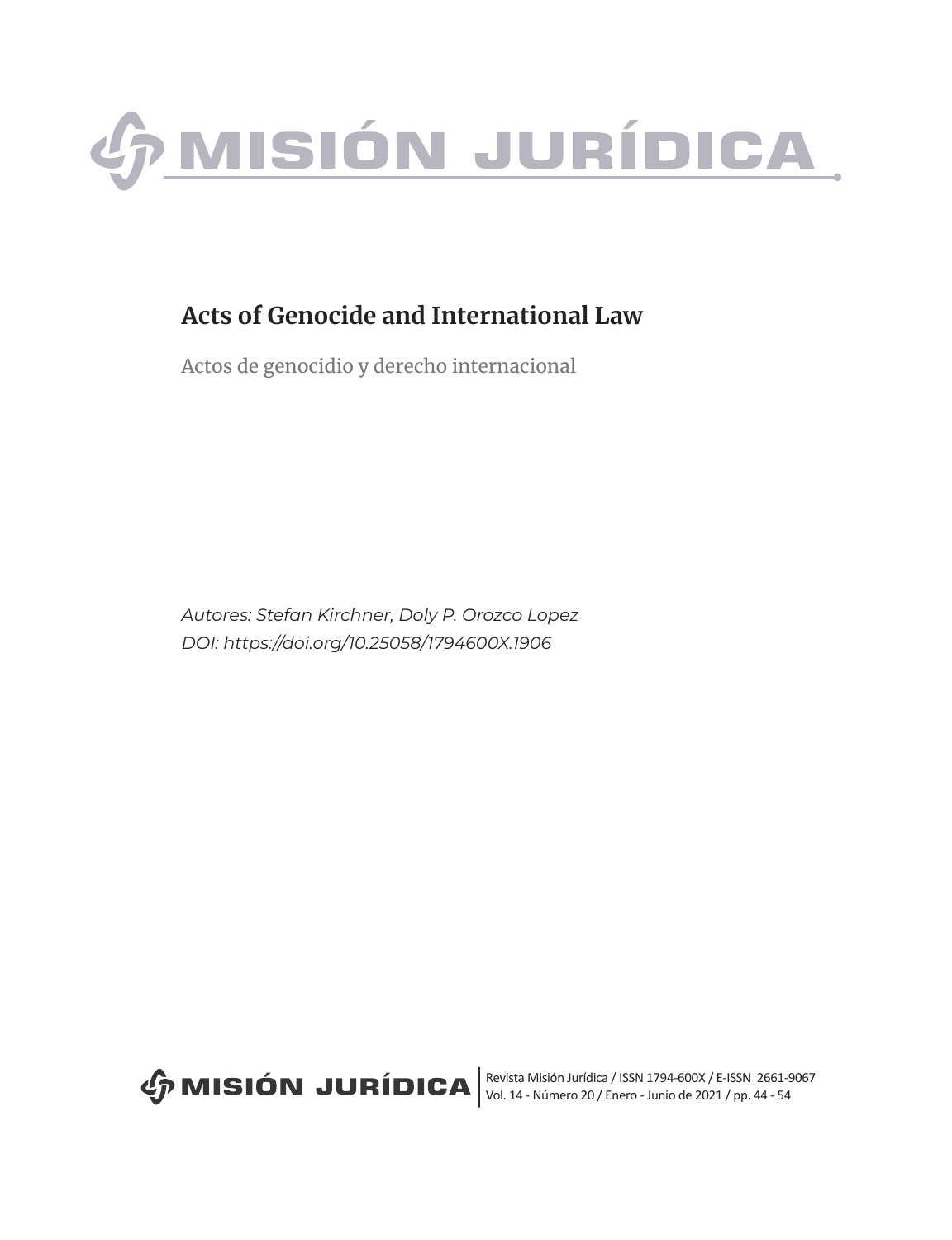# MISIÓN JURÍDICA

## Acts of Genocide and International Law

Actos de genocidio y derecho internacional

*Autores: Stefan Kirchner, Doly P. Orozco Lopez*
*DOI: https://doi.org/10.25058/1794600X.1906*

MISIÓN JURÍDICA | Revista Misión Jurídica / ISSN 1794-600X / E-ISSN 2661-9067
Vol. 14 - Número 20 / Enero - Junio de 2021 / pp. 44 - 54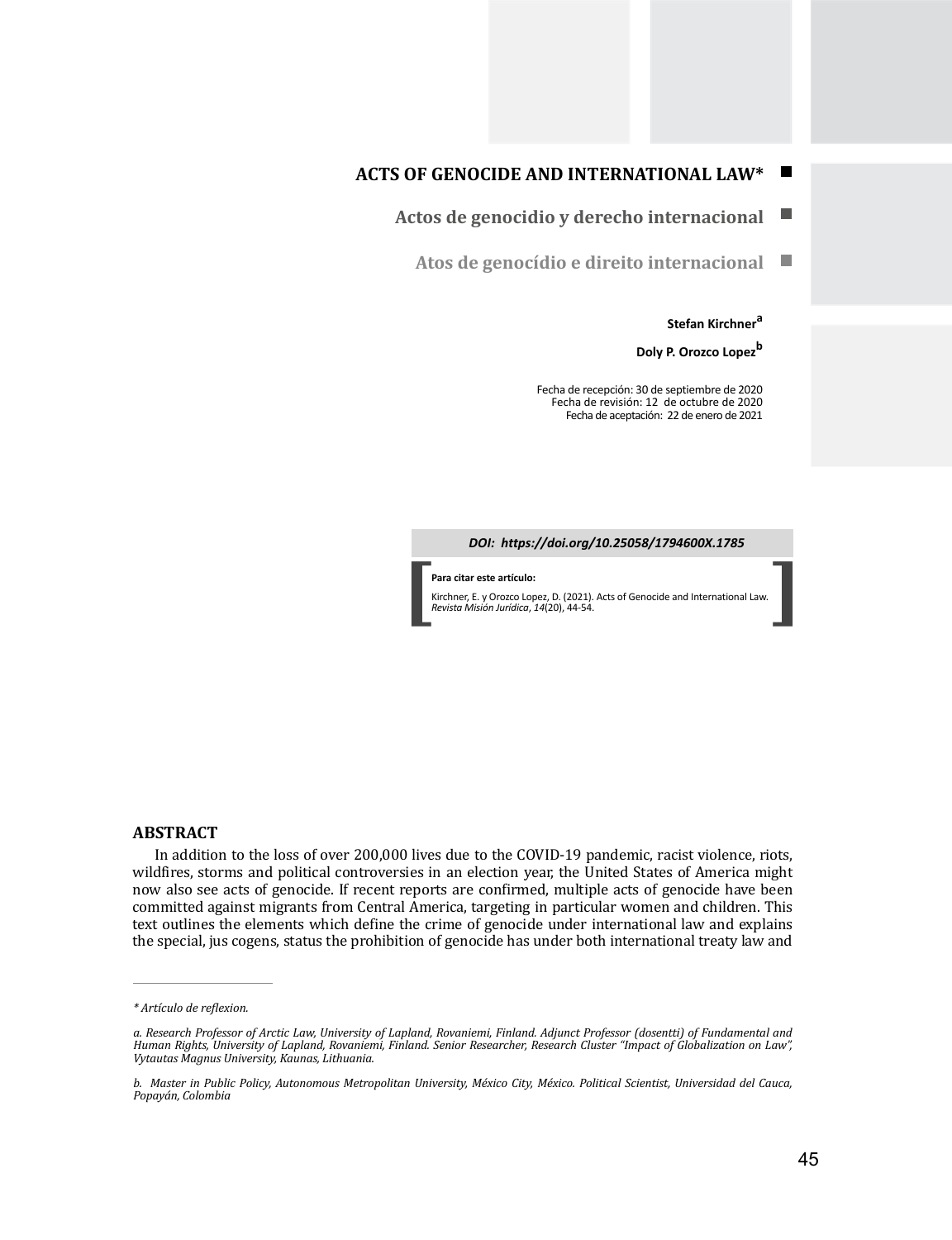# ACTS OF GENOCIDE AND INTERNATIONAL LAW*

## Actos de genocidio y derecho internacional

## Atos de genocídio e direito internacional

**Stefan Kirchner**[a]

**Doly P. Orozco Lopez**[b]

Fecha de recepción: 30 de septiembre de 2020
Fecha de revisión: 12 de octubre de 2020
Fecha de aceptación: 22 de enero de 2021

*DOI: https://doi.org/10.25058/1794600X.1785*

**Para citar este artículo:**

Kirchner, E. y Orozco Lopez, D. (2021). Acts of Genocide and International Law. *Revista Misión Jurídica*, *14*(20), 44-54.

## ABSTRACT

In addition to the loss of over 200,000 lives due to the COVID-19 pandemic, racist violence, riots, wildfires, storms and political controversies in an election year, the United States of America might now also see acts of genocide. If recent reports are confirmed, multiple acts of genocide have been committed against migrants from Central America, targeting in particular women and children. This text outlines the elements which define the crime of genocide under international law and explains the special, jus cogens, status the prohibition of genocide has under both international treaty law and

---

*\* Artículo de reflexion.*

*a. Research Professor of Arctic Law, University of Lapland, Rovaniemi, Finland. Adjunct Professor (dosentti) of Fundamental and Human Rights, University of Lapland, Rovaniemi, Finland. Senior Researcher, Research Cluster "Impact of Globalization on Law", Vytautas Magnus University, Kaunas, Lithuania.*

*b. Master in Public Policy, Autonomous Metropolitan University, México City, México. Political Scientist, Universidad del Cauca, Popayán, Colombia*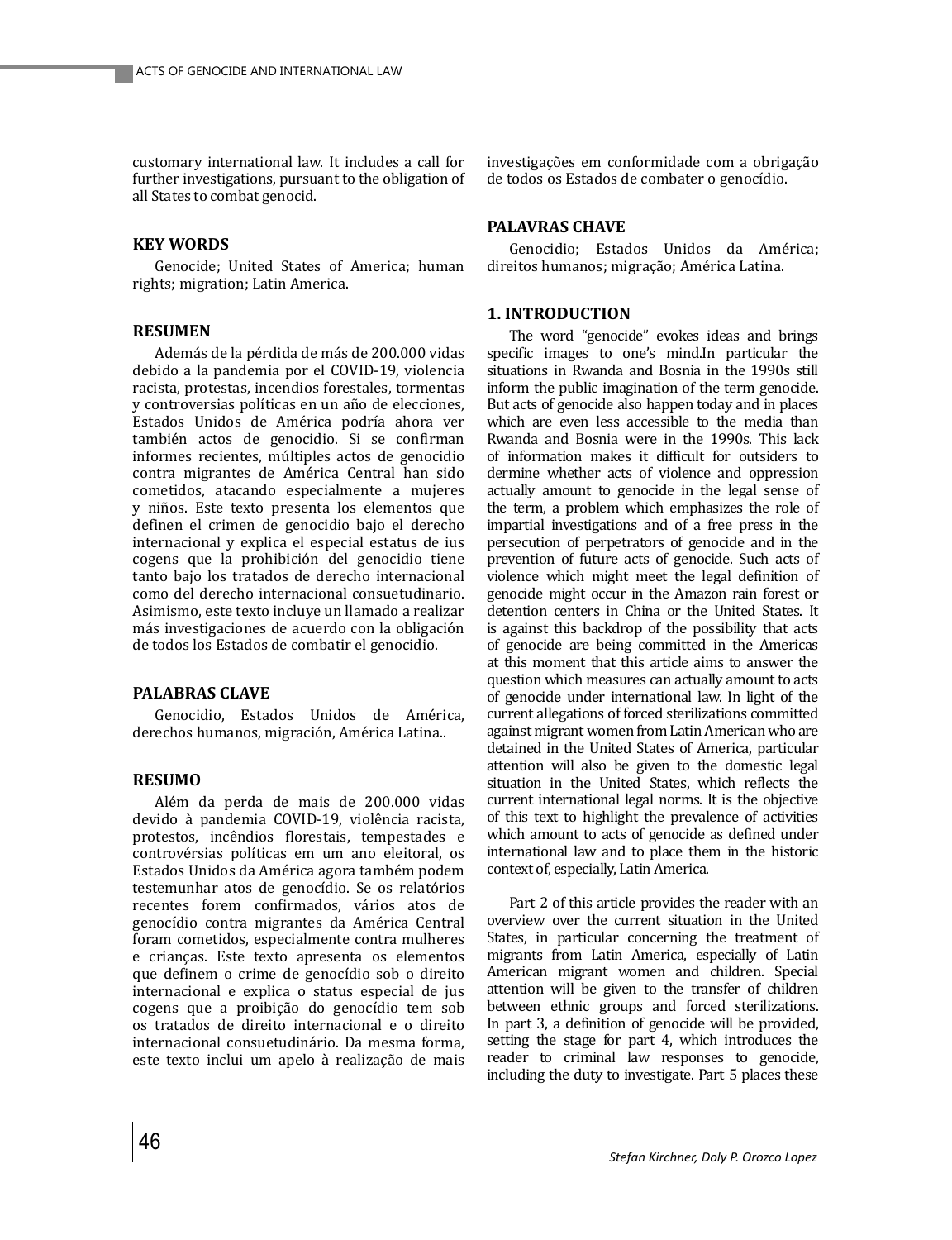customary international law. It includes a call for further investigations, pursuant to the obligation of all States to combat genocid.

### KEY WORDS

Genocide; United States of America; human rights; migration; Latin America.

### RESUMEN

Además de la pérdida de más de 200.000 vidas debido a la pandemia por el COVID-19, violencia racista, protestas, incendios forestales, tormentas y controversias políticas en un año de elecciones, Estados Unidos de América podría ahora ver también actos de genocidio. Si se confirman informes recientes, múltiples actos de genocidio contra migrantes de América Central han sido cometidos, atacando especialmente a mujeres y niños. Este texto presenta los elementos que definen el crimen de genocidio bajo el derecho internacional y explica el especial estatus de ius cogens que la prohibición del genocidio tiene tanto bajo los tratados de derecho internacional como del derecho internacional consuetudinario. Asimismo, este texto incluye un llamado a realizar más investigaciones de acuerdo con la obligación de todos los Estados de combatir el genocidio.

### PALABRAS CLAVE

Genocidio, Estados Unidos de América, derechos humanos, migración, América Latina..

### RESUMO

Além da perda de mais de 200.000 vidas devido à pandemia COVID-19, violência racista, protestos, incêndios florestais, tempestades e controvérsias políticas em um ano eleitoral, os Estados Unidos da América agora também podem testemunhar atos de genocídio. Se os relatórios recentes forem confirmados, vários atos de genocídio contra migrantes da América Central foram cometidos, especialmente contra mulheres e crianças. Este texto apresenta os elementos que definem o crime de genocídio sob o direito internacional e explica o status especial de jus cogens que a proibição do genocídio tem sob os tratados de direito internacional e o direito internacional consuetudinário. Da mesma forma, este texto inclui um apelo à realização de mais investigações em conformidade com a obrigação de todos os Estados de combater o genocídio.

### PALAVRAS CHAVE

Genocidio; Estados Unidos da América; direitos humanos; migração; América Latina.

## 1. INTRODUCTION

The word "genocide" evokes ideas and brings specific images to one's mind.In particular the situations in Rwanda and Bosnia in the 1990s still inform the public imagination of the term genocide. But acts of genocide also happen today and in places which are even less accessible to the media than Rwanda and Bosnia were in the 1990s. This lack of information makes it difficult for outsiders to dermine whether acts of violence and oppression actually amount to genocide in the legal sense of the term, a problem which emphasizes the role of impartial investigations and of a free press in the persecution of perpetrators of genocide and in the prevention of future acts of genocide. Such acts of violence which might meet the legal definition of genocide might occur in the Amazon rain forest or detention centers in China or the United States. It is against this backdrop of the possibility that acts of genocide are being committed in the Americas at this moment that this article aims to answer the question which measures can actually amount to acts of genocide under international law. In light of the current allegations of forced sterilizations committed against migrant women from Latin American who are detained in the United States of America, particular attention will also be given to the domestic legal situation in the United States, which reflects the current international legal norms. It is the objective of this text to highlight the prevalence of activities which amount to acts of genocide as defined under international law and to place them in the historic context of, especially, Latin America.

Part 2 of this article provides the reader with an overview over the current situation in the United States, in particular concerning the treatment of migrants from Latin America, especially of Latin American migrant women and children. Special attention will be given to the transfer of children between ethnic groups and forced sterilizations. In part 3, a definition of genocide will be provided, setting the stage for part 4, which introduces the reader to criminal law responses to genocide, including the duty to investigate. Part 5 places these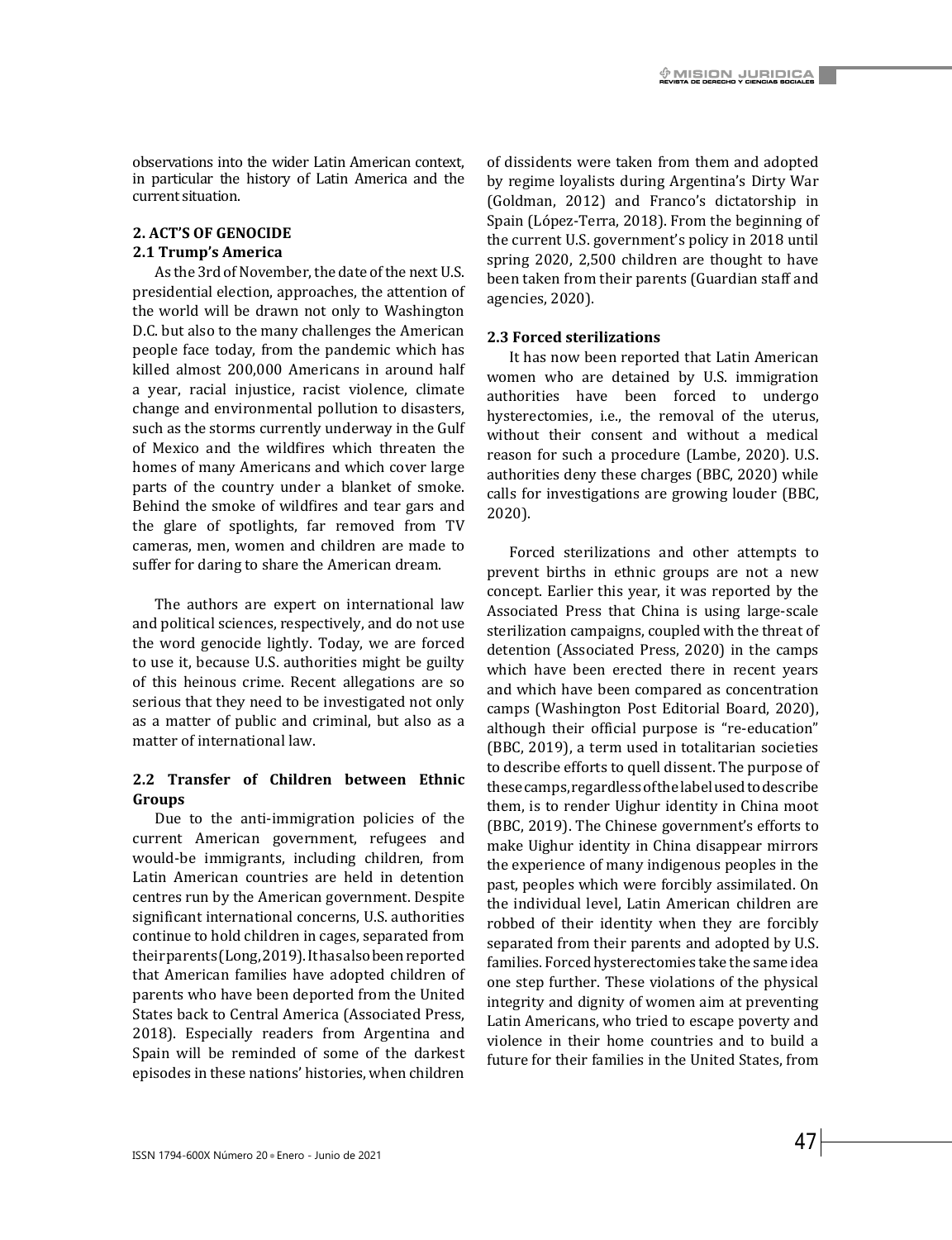observations into the wider Latin American context, in particular the history of Latin America and the current situation.

## 2. ACT'S OF GENOCIDE

### 2.1 Trump's America

As the 3rd of November, the date of the next U.S. presidential election, approaches, the attention of the world will be drawn not only to Washington D.C. but also to the many challenges the American people face today, from the pandemic which has killed almost 200,000 Americans in around half a year, racial injustice, racist violence, climate change and environmental pollution to disasters, such as the storms currently underway in the Gulf of Mexico and the wildfires which threaten the homes of many Americans and which cover large parts of the country under a blanket of smoke. Behind the smoke of wildfires and tear gars and the glare of spotlights, far removed from TV cameras, men, women and children are made to suffer for daring to share the American dream.

The authors are expert on international law and political sciences, respectively, and do not use the word genocide lightly. Today, we are forced to use it, because U.S. authorities might be guilty of this heinous crime. Recent allegations are so serious that they need to be investigated not only as a matter of public and criminal, but also as a matter of international law.

### 2.2 Transfer of Children between Ethnic Groups

Due to the anti-immigration policies of the current American government, refugees and would-be immigrants, including children, from Latin American countries are held in detention centres run by the American government. Despite significant international concerns, U.S. authorities continue to hold children in cages, separated from their parents (Long, 2019). It has also been reported that American families have adopted children of parents who have been deported from the United States back to Central America (Associated Press, 2018). Especially readers from Argentina and Spain will be reminded of some of the darkest episodes in these nations' histories, when children of dissidents were taken from them and adopted by regime loyalists during Argentina's Dirty War (Goldman, 2012) and Franco's dictatorship in Spain (López-Terra, 2018). From the beginning of the current U.S. government's policy in 2018 until spring 2020, 2,500 children are thought to have been taken from their parents (Guardian staff and agencies, 2020).

### 2.3 Forced sterilizations

It has now been reported that Latin American women who are detained by U.S. immigration authorities have been forced to undergo hysterectomies, i.e., the removal of the uterus, without their consent and without a medical reason for such a procedure (Lambe, 2020). U.S. authorities deny these charges (BBC, 2020) while calls for investigations are growing louder (BBC, 2020).

Forced sterilizations and other attempts to prevent births in ethnic groups are not a new concept. Earlier this year, it was reported by the Associated Press that China is using large-scale sterilization campaigns, coupled with the threat of detention (Associated Press, 2020) in the camps which have been erected there in recent years and which have been compared as concentration camps (Washington Post Editorial Board, 2020), although their official purpose is "re-education" (BBC, 2019), a term used in totalitarian societies to describe efforts to quell dissent. The purpose of these camps, regardless of the label used to describe them, is to render Uighur identity in China moot (BBC, 2019). The Chinese government's efforts to make Uighur identity in China disappear mirrors the experience of many indigenous peoples in the past, peoples which were forcibly assimilated. On the individual level, Latin American children are robbed of their identity when they are forcibly separated from their parents and adopted by U.S. families. Forced hysterectomies take the same idea one step further. These violations of the physical integrity and dignity of women aim at preventing Latin Americans, who tried to escape poverty and violence in their home countries and to build a future for their families in the United States, from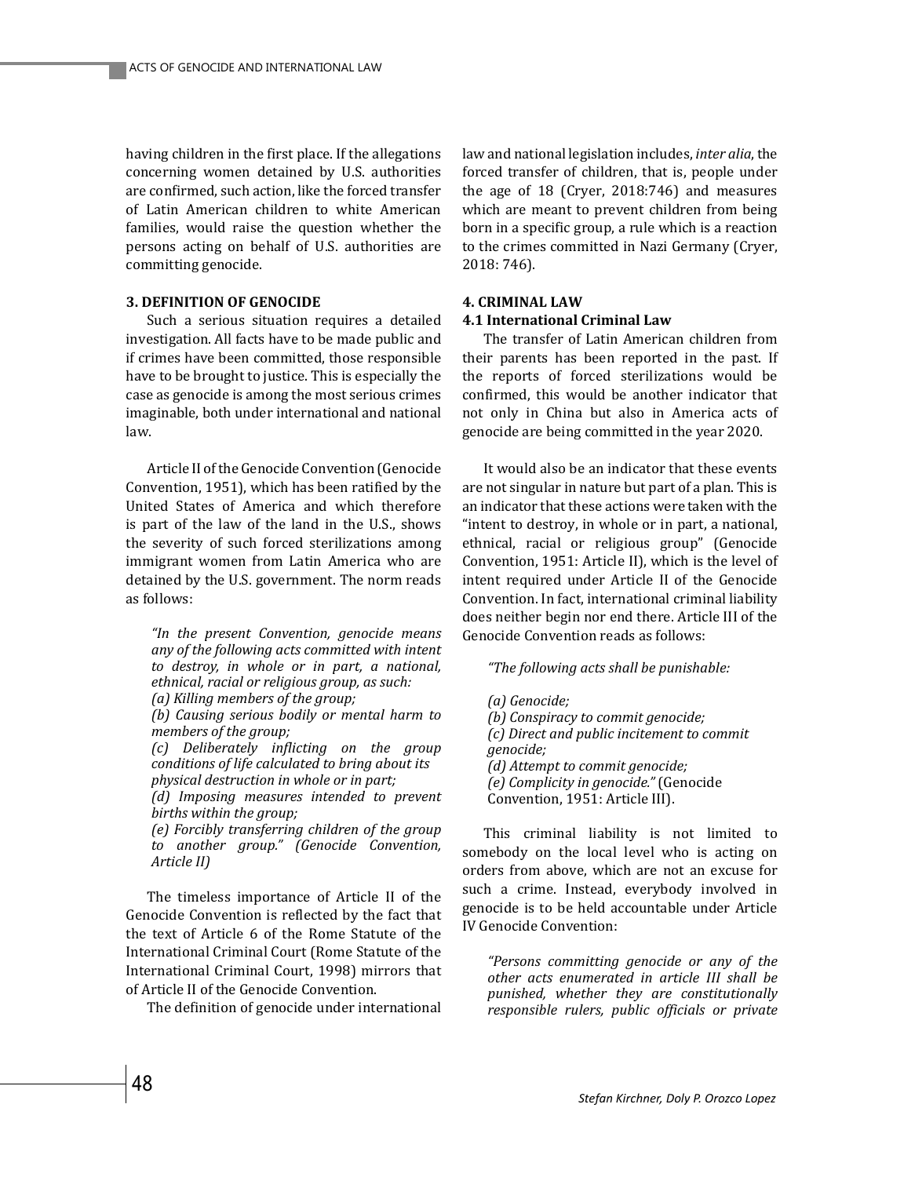having children in the first place. If the allegations concerning women detained by U.S. authorities are confirmed, such action, like the forced transfer of Latin American children to white American families, would raise the question whether the persons acting on behalf of U.S. authorities are committing genocide.

## 3. DEFINITION OF GENOCIDE

Such a serious situation requires a detailed investigation. All facts have to be made public and if crimes have been committed, those responsible have to be brought to justice. This is especially the case as genocide is among the most serious crimes imaginable, both under international and national law.

Article II of the Genocide Convention (Genocide Convention, 1951), which has been ratified by the United States of America and which therefore is part of the law of the land in the U.S., shows the severity of such forced sterilizations among immigrant women from Latin America who are detained by the U.S. government. The norm reads as follows:

> *"In the present Convention, genocide means any of the following acts committed with intent to destroy, in whole or in part, a national, ethnical, racial or religious group, as such:*
> *(a) Killing members of the group;*
> *(b) Causing serious bodily or mental harm to members of the group;*
> *(c) Deliberately inflicting on the group conditions of life calculated to bring about its physical destruction in whole or in part;*
> *(d) Imposing measures intended to prevent births within the group;*
> *(e) Forcibly transferring children of the group to another group." (Genocide Convention, Article II)*

The timeless importance of Article II of the Genocide Convention is reflected by the fact that the text of Article 6 of the Rome Statute of the International Criminal Court (Rome Statute of the International Criminal Court, 1998) mirrors that of Article II of the Genocide Convention.

The definition of genocide under international law and national legislation includes, *inter alia*, the forced transfer of children, that is, people under the age of 18 (Cryer, 2018:746) and measures which are meant to prevent children from being born in a specific group, a rule which is a reaction to the crimes committed in Nazi Germany (Cryer, 2018: 746).

## 4. CRIMINAL LAW

### 4.1 International Criminal Law

The transfer of Latin American children from their parents has been reported in the past. If the reports of forced sterilizations would be confirmed, this would be another indicator that not only in China but also in America acts of genocide are being committed in the year 2020.

It would also be an indicator that these events are not singular in nature but part of a plan. This is an indicator that these actions were taken with the "intent to destroy, in whole or in part, a national, ethnical, racial or religious group" (Genocide Convention, 1951: Article II), which is the level of intent required under Article II of the Genocide Convention. In fact, international criminal liability does neither begin nor end there. Article III of the Genocide Convention reads as follows:

> *"The following acts shall be punishable:*
>
> *(a) Genocide;*
> *(b) Conspiracy to commit genocide;*
> *(c) Direct and public incitement to commit genocide;*
> *(d) Attempt to commit genocide;*
> *(e) Complicity in genocide."* (Genocide Convention, 1951: Article III).

This criminal liability is not limited to somebody on the local level who is acting on orders from above, which are not an excuse for such a crime. Instead, everybody involved in genocide is to be held accountable under Article IV Genocide Convention:

> *"Persons committing genocide or any of the other acts enumerated in article III shall be punished, whether they are constitutionally responsible rulers, public officials or private*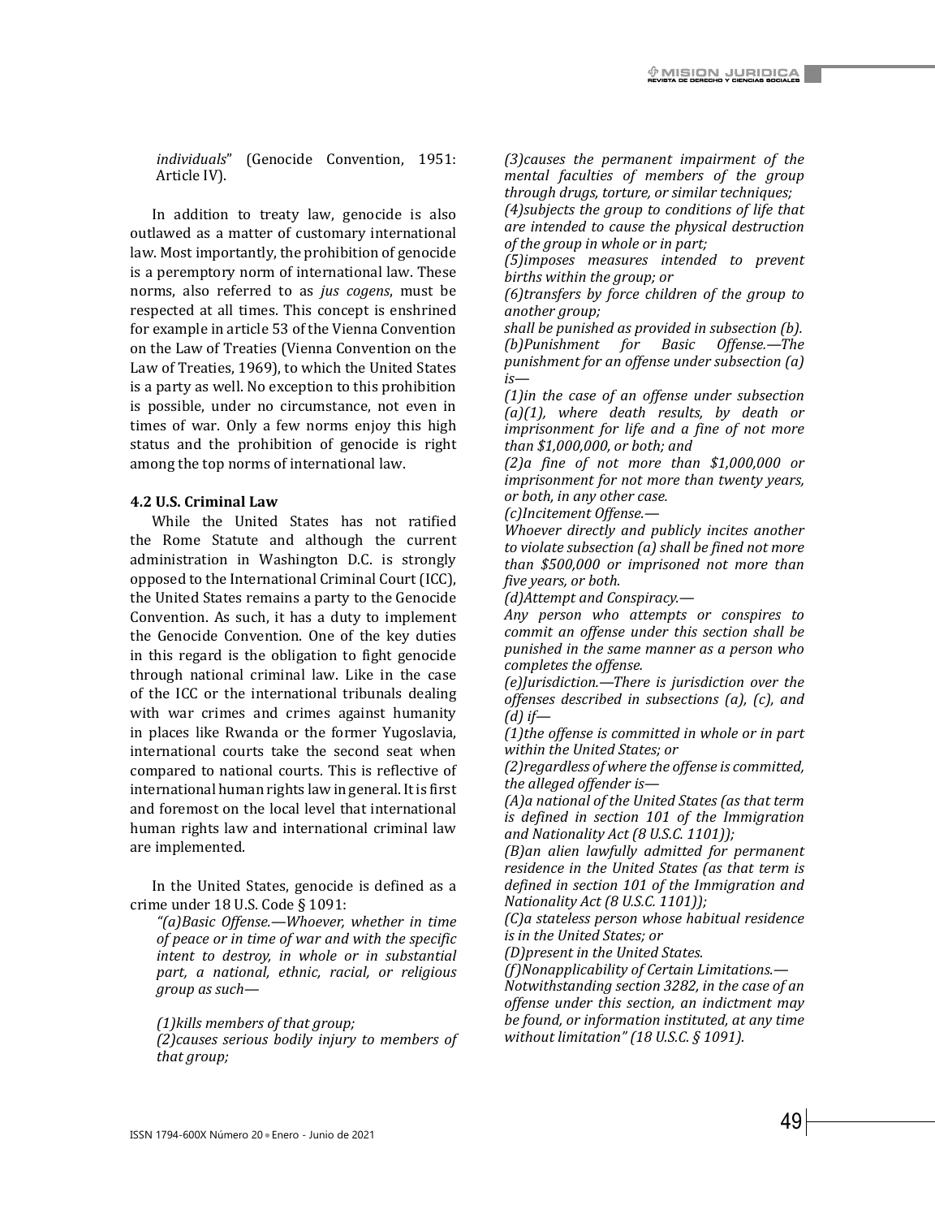*individuals*" (Genocide Convention, 1951: Article IV).

In addition to treaty law, genocide is also outlawed as a matter of customary international law. Most importantly, the prohibition of genocide is a peremptory norm of international law. These norms, also referred to as *jus cogens*, must be respected at all times. This concept is enshrined for example in article 53 of the Vienna Convention on the Law of Treaties (Vienna Convention on the Law of Treaties, 1969), to which the United States is a party as well. No exception to this prohibition is possible, under no circumstance, not even in times of war. Only a few norms enjoy this high status and the prohibition of genocide is right among the top norms of international law.

### 4.2 U.S. Criminal Law

While the United States has not ratified the Rome Statute and although the current administration in Washington D.C. is strongly opposed to the International Criminal Court (ICC), the United States remains a party to the Genocide Convention. As such, it has a duty to implement the Genocide Convention. One of the key duties in this regard is the obligation to fight genocide through national criminal law. Like in the case of the ICC or the international tribunals dealing with war crimes and crimes against humanity in places like Rwanda or the former Yugoslavia, international courts take the second seat when compared to national courts. This is reflective of international human rights law in general. It is first and foremost on the local level that international human rights law and international criminal law are implemented.

In the United States, genocide is defined as a crime under 18 U.S. Code § 1091:

*"(a)Basic Offense.—Whoever, whether in time of peace or in time of war and with the specific intent to destroy, in whole or in substantial part, a national, ethnic, racial, or religious group as such—*

*(1)kills members of that group;*
*(2)causes serious bodily injury to members of that group;*
*(3)causes the permanent impairment of the mental faculties of members of the group through drugs, torture, or similar techniques;*
*(4)subjects the group to conditions of life that are intended to cause the physical destruction of the group in whole or in part;*
*(5)imposes measures intended to prevent births within the group; or*
*(6)transfers by force children of the group to another group;*
*shall be punished as provided in subsection (b).*
*(b)Punishment for Basic Offense.—The punishment for an offense under subsection (a) is—*
*(1)in the case of an offense under subsection (a)(1), where death results, by death or imprisonment for life and a fine of not more than $1,000,000, or both; and*
*(2)a fine of not more than $1,000,000 or imprisonment for not more than twenty years, or both, in any other case.*
*(c)Incitement Offense.—*
*Whoever directly and publicly incites another to violate subsection (a) shall be fined not more than $500,000 or imprisoned not more than five years, or both.*
*(d)Attempt and Conspiracy.—*
*Any person who attempts or conspires to commit an offense under this section shall be punished in the same manner as a person who completes the offense.*
*(e)Jurisdiction.—There is jurisdiction over the offenses described in subsections (a), (c), and (d) if—*
*(1)the offense is committed in whole or in part within the United States; or*
*(2)regardless of where the offense is committed, the alleged offender is—*
*(A)a national of the United States (as that term is defined in section 101 of the Immigration and Nationality Act (8 U.S.C. 1101));*
*(B)an alien lawfully admitted for permanent residence in the United States (as that term is defined in section 101 of the Immigration and Nationality Act (8 U.S.C. 1101));*
*(C)a stateless person whose habitual residence is in the United States; or*
*(D)present in the United States.*
*(f)Nonapplicability of Certain Limitations.—*
*Notwithstanding section 3282, in the case of an offense under this section, an indictment may be found, or information instituted, at any time without limitation" (18 U.S.C. § 1091).*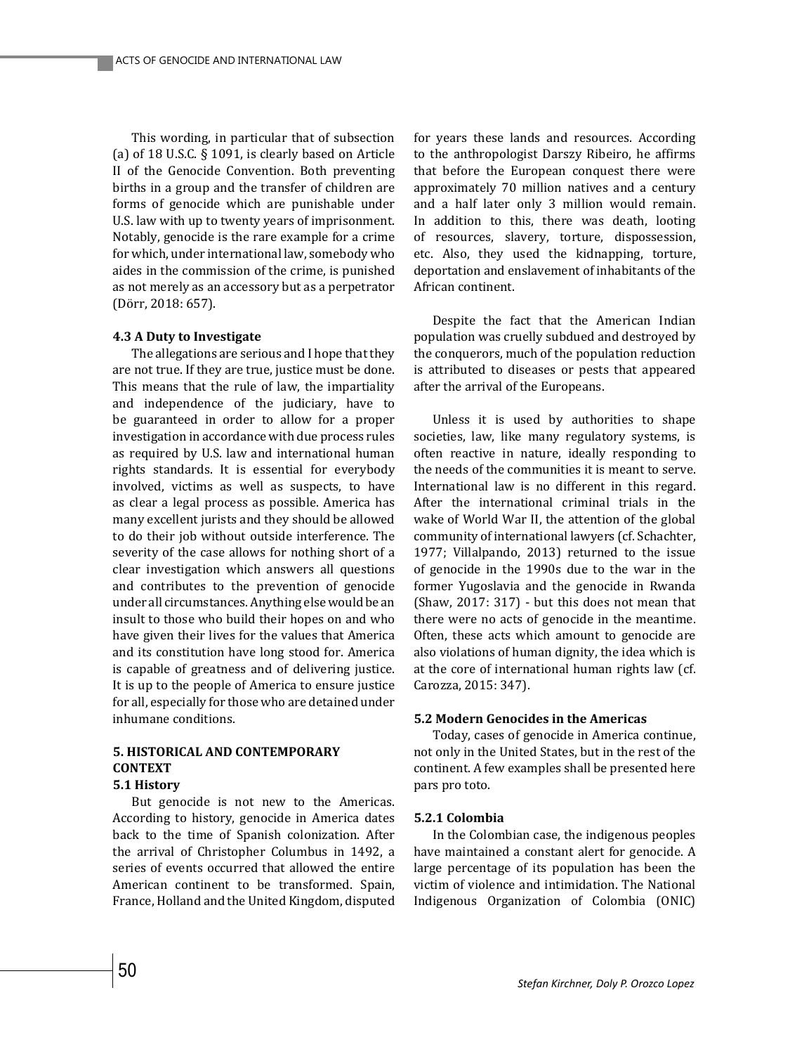This wording, in particular that of subsection (a) of 18 U.S.C. § 1091, is clearly based on Article II of the Genocide Convention. Both preventing births in a group and the transfer of children are forms of genocide which are punishable under U.S. law with up to twenty years of imprisonment. Notably, genocide is the rare example for a crime for which, under international law, somebody who aides in the commission of the crime, is punished as not merely as an accessory but as a perpetrator (Dörr, 2018: 657).

### 4.3 A Duty to Investigate

The allegations are serious and I hope that they are not true. If they are true, justice must be done. This means that the rule of law, the impartiality and independence of the judiciary, have to be guaranteed in order to allow for a proper investigation in accordance with due process rules as required by U.S. law and international human rights standards. It is essential for everybody involved, victims as well as suspects, to have as clear a legal process as possible. America has many excellent jurists and they should be allowed to do their job without outside interference. The severity of the case allows for nothing short of a clear investigation which answers all questions and contributes to the prevention of genocide under all circumstances. Anything else would be an insult to those who build their hopes on and who have given their lives for the values that America and its constitution have long stood for. America is capable of greatness and of delivering justice. It is up to the people of America to ensure justice for all, especially for those who are detained under inhumane conditions.

## 5. HISTORICAL AND CONTEMPORARY CONTEXT

### 5.1 History

But genocide is not new to the Americas. According to history, genocide in America dates back to the time of Spanish colonization. After the arrival of Christopher Columbus in 1492, a series of events occurred that allowed the entire American continent to be transformed. Spain, France, Holland and the United Kingdom, disputed for years these lands and resources. According to the anthropologist Darszy Ribeiro, he affirms that before the European conquest there were approximately 70 million natives and a century and a half later only 3 million would remain. In addition to this, there was death, looting of resources, slavery, torture, dispossession, etc. Also, they used the kidnapping, torture, deportation and enslavement of inhabitants of the African continent.

Despite the fact that the American Indian population was cruelly subdued and destroyed by the conquerors, much of the population reduction is attributed to diseases or pests that appeared after the arrival of the Europeans.

Unless it is used by authorities to shape societies, law, like many regulatory systems, is often reactive in nature, ideally responding to the needs of the communities it is meant to serve. International law is no different in this regard. After the international criminal trials in the wake of World War II, the attention of the global community of international lawyers (cf. Schachter, 1977; Villalpando, 2013) returned to the issue of genocide in the 1990s due to the war in the former Yugoslavia and the genocide in Rwanda (Shaw, 2017: 317) - but this does not mean that there were no acts of genocide in the meantime. Often, these acts which amount to genocide are also violations of human dignity, the idea which is at the core of international human rights law (cf. Carozza, 2015: 347).

### 5.2 Modern Genocides in the Americas

Today, cases of genocide in America continue, not only in the United States, but in the rest of the continent. A few examples shall be presented here pars pro toto.

#### 5.2.1 Colombia

In the Colombian case, the indigenous peoples have maintained a constant alert for genocide. A large percentage of its population has been the victim of violence and intimidation. The National Indigenous Organization of Colombia (ONIC)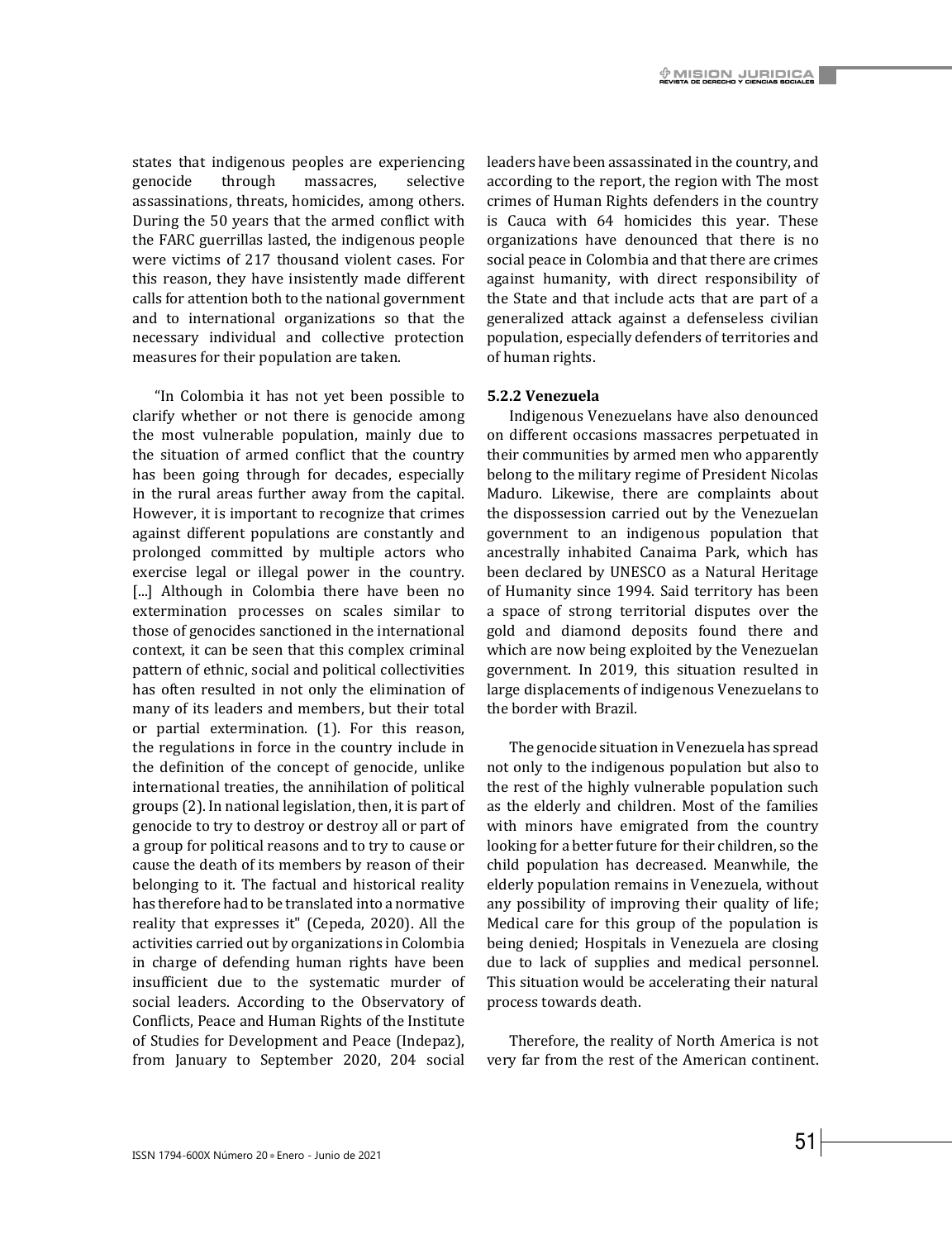states that indigenous peoples are experiencing genocide through massacres, selective assassinations, threats, homicides, among others. During the 50 years that the armed conflict with the FARC guerrillas lasted, the indigenous people were victims of 217 thousand violent cases. For this reason, they have insistently made different calls for attention both to the national government and to international organizations so that the necessary individual and collective protection measures for their population are taken.

"In Colombia it has not yet been possible to clarify whether or not there is genocide among the most vulnerable population, mainly due to the situation of armed conflict that the country has been going through for decades, especially in the rural areas further away from the capital. However, it is important to recognize that crimes against different populations are constantly and prolonged committed by multiple actors who exercise legal or illegal power in the country. [...] Although in Colombia there have been no extermination processes on scales similar to those of genocides sanctioned in the international context, it can be seen that this complex criminal pattern of ethnic, social and political collectivities has often resulted in not only the elimination of many of its leaders and members, but their total or partial extermination. (1). For this reason, the regulations in force in the country include in the definition of the concept of genocide, unlike international treaties, the annihilation of political groups (2). In national legislation, then, it is part of genocide to try to destroy or destroy all or part of a group for political reasons and to try to cause or cause the death of its members by reason of their belonging to it. The factual and historical reality has therefore had to be translated into a normative reality that expresses it" (Cepeda, 2020). All the activities carried out by organizations in Colombia in charge of defending human rights have been insufficient due to the systematic murder of social leaders. According to the Observatory of Conflicts, Peace and Human Rights of the Institute of Studies for Development and Peace (Indepaz), from January to September 2020, 204 social leaders have been assassinated in the country, and according to the report, the region with The most crimes of Human Rights defenders in the country is Cauca with 64 homicides this year. These organizations have denounced that there is no social peace in Colombia and that there are crimes against humanity, with direct responsibility of the State and that include acts that are part of a generalized attack against a defenseless civilian population, especially defenders of territories and of human rights.

### 5.2.2 Venezuela

Indigenous Venezuelans have also denounced on different occasions massacres perpetuated in their communities by armed men who apparently belong to the military regime of President Nicolas Maduro. Likewise, there are complaints about the dispossession carried out by the Venezuelan government to an indigenous population that ancestrally inhabited Canaima Park, which has been declared by UNESCO as a Natural Heritage of Humanity since 1994. Said territory has been a space of strong territorial disputes over the gold and diamond deposits found there and which are now being exploited by the Venezuelan government. In 2019, this situation resulted in large displacements of indigenous Venezuelans to the border with Brazil.

The genocide situation in Venezuela has spread not only to the indigenous population but also to the rest of the highly vulnerable population such as the elderly and children. Most of the families with minors have emigrated from the country looking for a better future for their children, so the child population has decreased. Meanwhile, the elderly population remains in Venezuela, without any possibility of improving their quality of life; Medical care for this group of the population is being denied; Hospitals in Venezuela are closing due to lack of supplies and medical personnel. This situation would be accelerating their natural process towards death.

Therefore, the reality of North America is not very far from the rest of the American continent.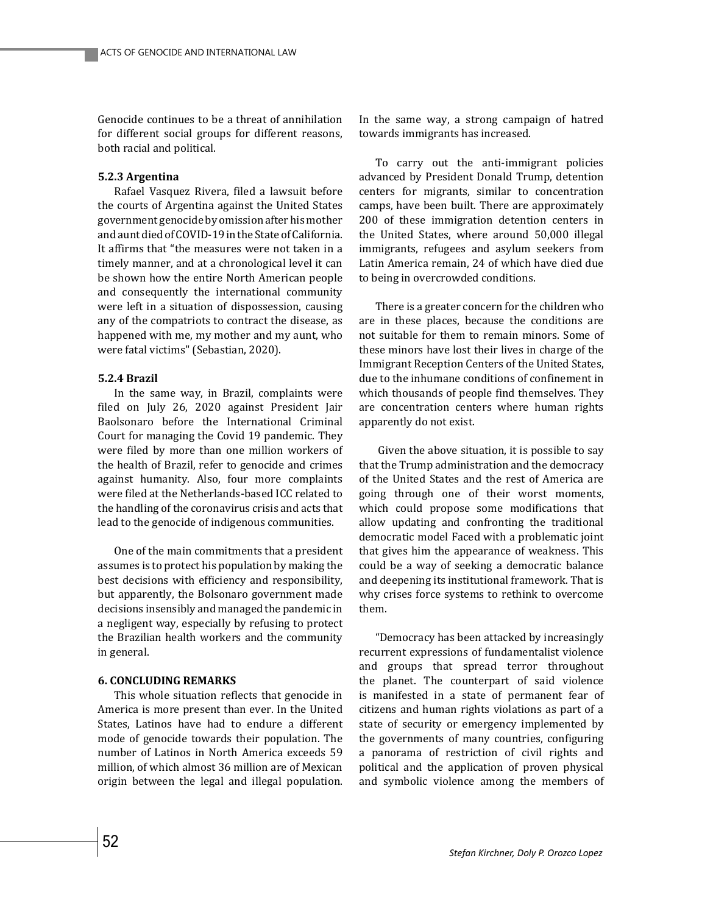Genocide continues to be a threat of annihilation for different social groups for different reasons, both racial and political.

### 5.2.3 Argentina

Rafael Vasquez Rivera, filed a lawsuit before the courts of Argentina against the United States government genocide by omission after his mother and aunt died of COVID-19 in the State of California. It affirms that "the measures were not taken in a timely manner, and at a chronological level it can be shown how the entire North American people and consequently the international community were left in a situation of dispossession, causing any of the compatriots to contract the disease, as happened with me, my mother and my aunt, who were fatal victims" (Sebastian, 2020).

### 5.2.4 Brazil

In the same way, in Brazil, complaints were filed on July 26, 2020 against President Jair Baolsonaro before the International Criminal Court for managing the Covid 19 pandemic. They were filed by more than one million workers of the health of Brazil, refer to genocide and crimes against humanity. Also, four more complaints were filed at the Netherlands-based ICC related to the handling of the coronavirus crisis and acts that lead to the genocide of indigenous communities.

One of the main commitments that a president assumes is to protect his population by making the best decisions with efficiency and responsibility, but apparently, the Bolsonaro government made decisions insensibly and managed the pandemic in a negligent way, especially by refusing to protect the Brazilian health workers and the community in general.

## 6. CONCLUDING REMARKS

This whole situation reflects that genocide in America is more present than ever. In the United States, Latinos have had to endure a different mode of genocide towards their population. The number of Latinos in North America exceeds 59 million, of which almost 36 million are of Mexican origin between the legal and illegal population. In the same way, a strong campaign of hatred towards immigrants has increased.

To carry out the anti-immigrant policies advanced by President Donald Trump, detention centers for migrants, similar to concentration camps, have been built. There are approximately 200 of these immigration detention centers in the United States, where around 50,000 illegal immigrants, refugees and asylum seekers from Latin America remain, 24 of which have died due to being in overcrowded conditions.

There is a greater concern for the children who are in these places, because the conditions are not suitable for them to remain minors. Some of these minors have lost their lives in charge of the Immigrant Reception Centers of the United States, due to the inhumane conditions of confinement in which thousands of people find themselves. They are concentration centers where human rights apparently do not exist.

Given the above situation, it is possible to say that the Trump administration and the democracy of the United States and the rest of America are going through one of their worst moments, which could propose some modifications that allow updating and confronting the traditional democratic model Faced with a problematic joint that gives him the appearance of weakness. This could be a way of seeking a democratic balance and deepening its institutional framework. That is why crises force systems to rethink to overcome them.

"Democracy has been attacked by increasingly recurrent expressions of fundamentalist violence and groups that spread terror throughout the planet. The counterpart of said violence is manifested in a state of permanent fear of citizens and human rights violations as part of a state of security or emergency implemented by the governments of many countries, configuring a panorama of restriction of civil rights and political and the application of proven physical and symbolic violence among the members of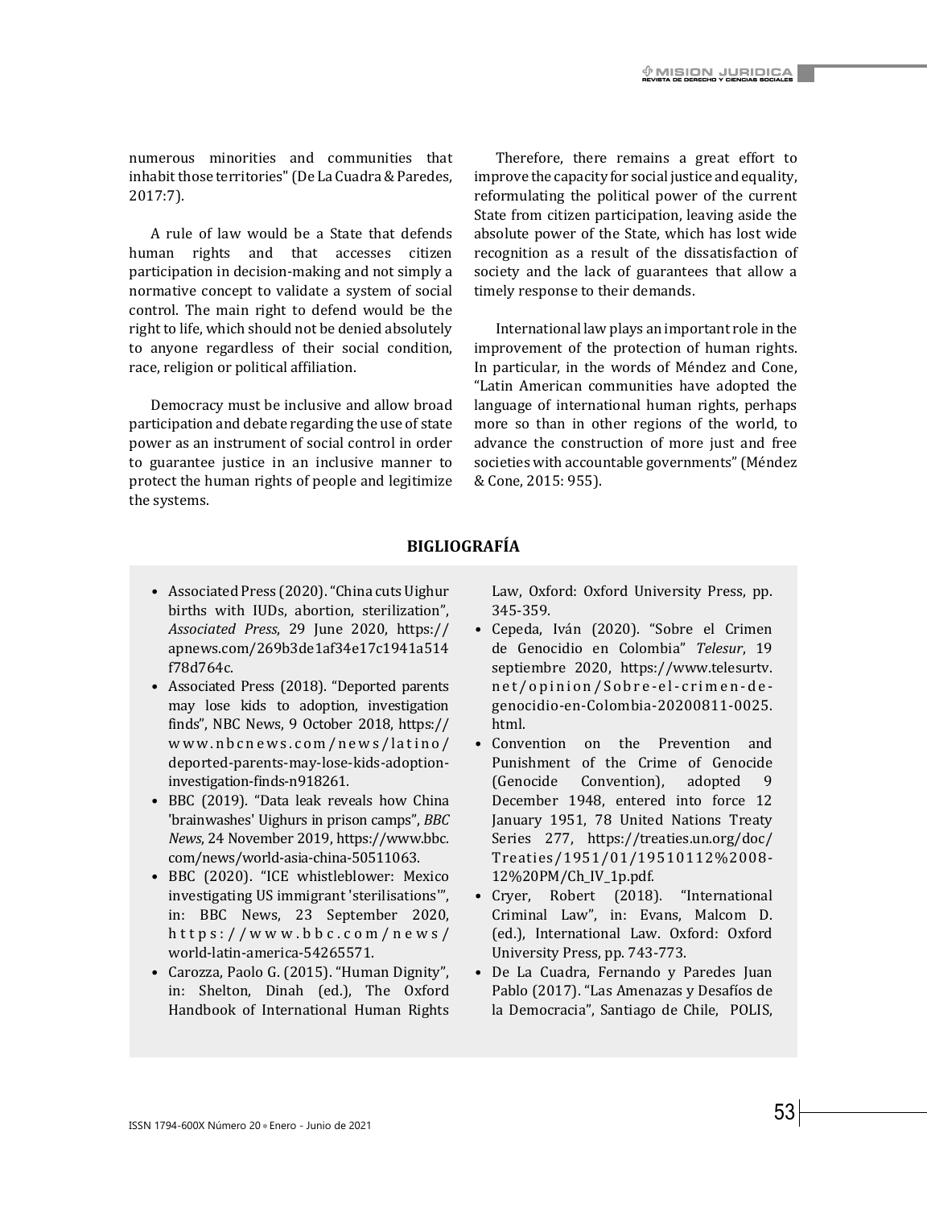numerous minorities and communities that inhabit those territories" (De La Cuadra & Paredes, 2017:7).

A rule of law would be a State that defends human rights and that accesses citizen participation in decision-making and not simply a normative concept to validate a system of social control. The main right to defend would be the right to life, which should not be denied absolutely to anyone regardless of their social condition, race, religion or political affiliation.

Democracy must be inclusive and allow broad participation and debate regarding the use of state power as an instrument of social control in order to guarantee justice in an inclusive manner to protect the human rights of people and legitimize the systems.

Therefore, there remains a great effort to improve the capacity for social justice and equality, reformulating the political power of the current State from citizen participation, leaving aside the absolute power of the State, which has lost wide recognition as a result of the dissatisfaction of society and the lack of guarantees that allow a timely response to their demands.

International law plays an important role in the improvement of the protection of human rights. In particular, in the words of Méndez and Cone, "Latin American communities have adopted the language of international human rights, perhaps more so than in other regions of the world, to advance the construction of more just and free societies with accountable governments" (Méndez & Cone, 2015: 955).

## BIGLIOGRAFÍA

- Associated Press (2020). "China cuts Uighur births with IUDs, abortion, sterilization", *Associated Press*, 29 June 2020, https://apnews.com/269b3de1af34e17c1941a514f78d764c.
- Associated Press (2018). "Deported parents may lose kids to adoption, investigation finds", NBC News, 9 October 2018, https://www.nbcnews.com/news/latino/deported-parents-may-lose-kids-adoption-investigation-finds-n918261.
- BBC (2019). "Data leak reveals how China 'brainwashes' Uighurs in prison camps", *BBC News*, 24 November 2019, https://www.bbc.com/news/world-asia-china-50511063.
- BBC (2020). "ICE whistleblower: Mexico investigating US immigrant 'sterilisations'", in: BBC News, 23 September 2020, https://www.bbc.com/news/world-latin-america-54265571.
- Carozza, Paolo G. (2015). "Human Dignity", in: Shelton, Dinah (ed.), The Oxford Handbook of International Human Rights Law, Oxford: Oxford University Press, pp. 345-359.
- Cepeda, Iván (2020). "Sobre el Crimen de Genocidio en Colombia" *Telesur*, 19 septiembre 2020, https://www.telesurtv.net/opinion/Sobre-el-crimen-de-genocidio-en-Colombia-20200811-0025.html.
- Convention on the Prevention and Punishment of the Crime of Genocide (Genocide Convention), adopted 9 December 1948, entered into force 12 January 1951, 78 United Nations Treaty Series 277, https://treaties.un.org/doc/Treaties/1951/01/19510112%2008-12%20PM/Ch_IV_1p.pdf.
- Cryer, Robert (2018). "International Criminal Law", in: Evans, Malcom D. (ed.), International Law. Oxford: Oxford University Press, pp. 743-773.
- De La Cuadra, Fernando y Paredes Juan Pablo (2017). "Las Amenazas y Desafíos de la Democracia", Santiago de Chile, POLIS,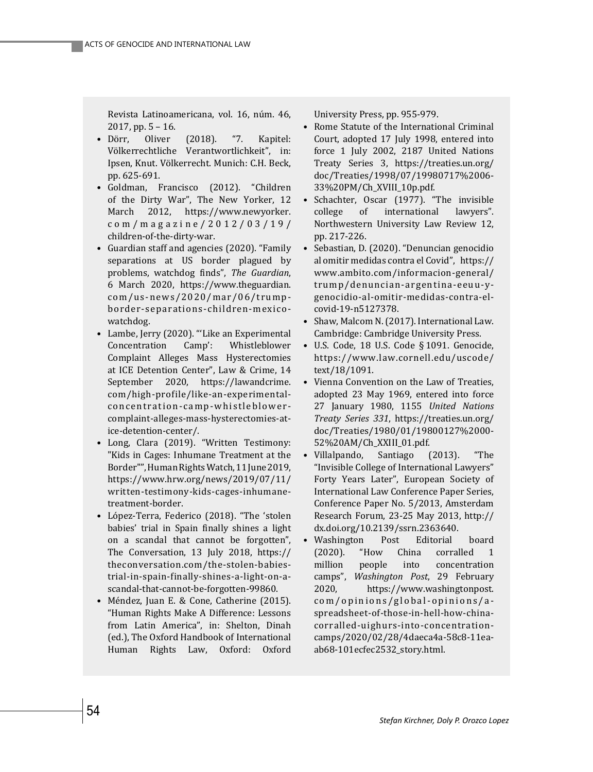Revista Latinoamericana, vol. 16, núm. 46, 2017, pp. 5 – 16.

- Dörr, Oliver (2018). "7. Kapitel: Völkerrechtliche Verantwortlichkeit", in: Ipsen, Knut. Völkerrecht. Munich: C.H. Beck, pp. 625-691.
- Goldman, Francisco (2012). "Children of the Dirty War", The New Yorker, 12 March 2012, https://www.newyorker.com/magazine/2012/03/19/children-of-the-dirty-war.
- Guardian staff and agencies (2020). "Family separations at US border plagued by problems, watchdog finds", *The Guardian*, 6 March 2020, https://www.theguardian.com/us-news/2020/mar/06/trump-border-separations-children-mexico-watchdog.
- Lambe, Jerry (2020). "'Like an Experimental Concentration Camp': Whistleblower Complaint Alleges Mass Hysterectomies at ICE Detention Center", Law & Crime, 14 September 2020, https://lawandcrime.com/high-profile/like-an-experimental-concentration-camp-whistleblower-complaint-alleges-mass-hysterectomies-at-ice-detention-center/.
- Long, Clara (2019). "Written Testimony: "Kids in Cages: Inhumane Treatment at the Border"", Human Rights Watch, 11 June 2019, https://www.hrw.org/news/2019/07/11/written-testimony-kids-cages-inhumane-treatment-border.
- López-Terra, Federico (2018). "The 'stolen babies' trial in Spain finally shines a light on a scandal that cannot be forgotten", The Conversation, 13 July 2018, https://theconversation.com/the-stolen-babies-trial-in-spain-finally-shines-a-light-on-a-scandal-that-cannot-be-forgotten-99860.
- Méndez, Juan E. & Cone, Catherine (2015). "Human Rights Make A Difference: Lessons from Latin America", in: Shelton, Dinah (ed.), The Oxford Handbook of International Human Rights Law, Oxford: Oxford University Press, pp. 955-979.
- Rome Statute of the International Criminal Court, adopted 17 July 1998, entered into force 1 July 2002, 2187 United Nations Treaty Series 3, https://treaties.un.org/doc/Treaties/1998/07/19980717%2006-33%20PM/Ch_XVIII_10p.pdf.
- Schachter, Oscar (1977). "The invisible college of international lawyers". Northwestern University Law Review 12, pp. 217-226.
- Sebastian, D. (2020). "Denuncian genocidio al omitir medidas contra el Covid", https://www.ambito.com/informacion-general/trump/denuncian-argentina-eeuu-y-genocidio-al-omitir-medidas-contra-el-covid-19-n5127378.
- Shaw, Malcom N. (2017). International Law. Cambridge: Cambridge University Press.
- U.S. Code, 18 U.S. Code § 1091. Genocide, https://www.law.cornell.edu/uscode/text/18/1091.
- Vienna Convention on the Law of Treaties, adopted 23 May 1969, entered into force 27 January 1980, 1155 *United Nations Treaty Series 331*, https://treaties.un.org/doc/Treaties/1980/01/19800127%2000-52%20AM/Ch_XXIII_01.pdf.
- Villalpando, Santiago (2013). "The "Invisible College of International Lawyers" Forty Years Later", European Society of International Law Conference Paper Series, Conference Paper No. 5/2013, Amsterdam Research Forum, 23-25 May 2013, http://dx.doi.org/10.2139/ssrn.2363640.
- Washington Post Editorial board (2020). "How China corralled 1 million people into concentration camps", *Washington Post*, 29 February 2020, https://www.washingtonpost.com/opinions/global-opinions/a-spreadsheet-of-those-in-hell-how-china-corralled-uighurs-into-concentration-camps/2020/02/28/4daeca4a-58c8-11ea-ab68-101ecfec2532_story.html.